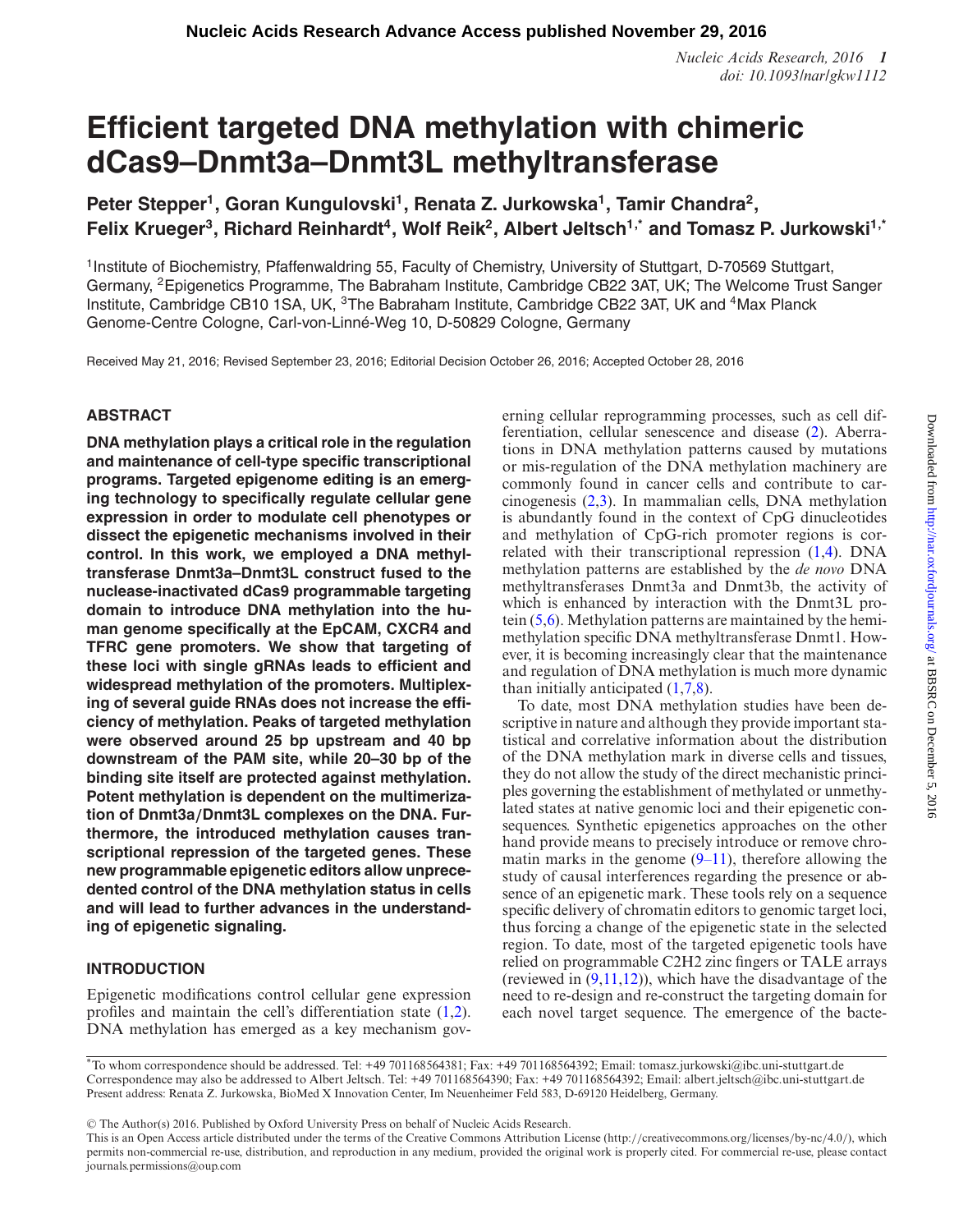**Nucleic Acids Research Advance Access published November 29, 2016**

# Efficient targeted DNA methylation with chimeric dCas9–Dnmt3a–Dnmt3L methyltransferase

**Peter Stepper[1], Goran Kungulovski[1], Renata Z. Jurkowska[1], Tamir Chandra[2], Felix Krueger[3], Richard Reinhardt[4], Wolf Reik[2], Albert Jeltsch[1,*] and Tomasz P. Jurkowski[1,*]**

[1]Institute of Biochemistry, Pfaffenwaldring 55, Faculty of Chemistry, University of Stuttgart, D-70569 Stuttgart, Germany, [2]Epigenetics Programme, The Babraham Institute, Cambridge CB22 3AT, UK; The Welcome Trust Sanger Institute, Cambridge CB10 1SA, UK, [3]The Babraham Institute, Cambridge CB22 3AT, UK and [4]Max Planck Genome-Centre Cologne, Carl-von-Linné-Weg 10, D-50829 Cologne, Germany

Received May 21, 2016; Revised September 23, 2016; Editorial Decision October 26, 2016; Accepted October 28, 2016

## ABSTRACT

**DNA methylation plays a critical role in the regulation and maintenance of cell-type specific transcriptional programs. Targeted epigenome editing is an emerging technology to specifically regulate cellular gene expression in order to modulate cell phenotypes or dissect the epigenetic mechanisms involved in their control. In this work, we employed a DNA methyltransferase Dnmt3a–Dnmt3L construct fused to the nuclease-inactivated dCas9 programmable targeting domain to introduce DNA methylation into the human genome specifically at the EpCAM, CXCR4 and TFRC gene promoters. We show that targeting of these loci with single gRNAs leads to efficient and widespread methylation of the promoters. Multiplexing of several guide RNAs does not increase the efficiency of methylation. Peaks of targeted methylation were observed around 25 bp upstream and 40 bp downstream of the PAM site, while 20–30 bp of the binding site itself are protected against methylation. Potent methylation is dependent on the multimerization of Dnmt3a/Dnmt3L complexes on the DNA. Furthermore, the introduced methylation causes transcriptional repression of the targeted genes. These new programmable epigenetic editors allow unprecedented control of the DNA methylation status in cells and will lead to further advances in the understanding of epigenetic signaling.**

## INTRODUCTION

Epigenetic modifications control cellular gene expression profiles and maintain the cell's differentiation state (1,2). DNA methylation has emerged as a key mechanism governing cellular reprogramming processes, such as cell differentiation, cellular senescence and disease (2). Aberrations in DNA methylation patterns caused by mutations or mis-regulation of the DNA methylation machinery are commonly found in cancer cells and contribute to carcinogenesis (2,3). In mammalian cells, DNA methylation is abundantly found in the context of CpG dinucleotides and methylation of CpG-rich promoter regions is correlated with their transcriptional repression (1,4). DNA methylation patterns are established by the *de novo* DNA methyltransferases Dnmt3a and Dnmt3b, the activity of which is enhanced by interaction with the Dnmt3L protein (5,6). Methylation patterns are maintained by the hemimethylation specific DNA methyltransferase Dnmt1. However, it is becoming increasingly clear that the maintenance and regulation of DNA methylation is much more dynamic than initially anticipated (1,7,8).

To date, most DNA methylation studies have been descriptive in nature and although they provide important statistical and correlative information about the distribution of the DNA methylation mark in diverse cells and tissues, they do not allow the study of the direct mechanistic principles governing the establishment of methylated or unmethylated states at native genomic loci and their epigenetic consequences. Synthetic epigenetics approaches on the other hand provide means to precisely introduce or remove chromatin marks in the genome (9–11), therefore allowing the study of causal interferences regarding the presence or absence of an epigenetic mark. These tools rely on a sequence specific delivery of chromatin editors to genomic target loci, thus forcing a change of the epigenetic state in the selected region. To date, most of the targeted epigenetic tools have relied on programmable C2H2 zinc fingers or TALE arrays (reviewed in (9,11,12)), which have the disadvantage of the need to re-design and re-construct the targeting domain for each novel target sequence. The emergence of the bacte-

*To whom correspondence should be addressed. Tel: +49 701168564381; Fax: +49 701168564392; Email: tomasz.jurkowski@ibc.uni-stuttgart.de
Correspondence may also be addressed to Albert Jeltsch. Tel: +49 701168564390; Fax: +49 701168564392; Email: albert.jeltsch@ibc.uni-stuttgart.de
Present address: Renata Z. Jurkowska, BioMed X Innovation Center, Im Neuenheimer Feld 583, D-69120 Heidelberg, Germany.

© The Author(s) 2016. Published by Oxford University Press on behalf of Nucleic Acids Research.
This is an Open Access article distributed under the terms of the Creative Commons Attribution License (http://creativecommons.org/licenses/by-nc/4.0/), which permits non-commercial re-use, distribution, and reproduction in any medium, provided the original work is properly cited. For commercial re-use, please contact journals.permissions@oup.com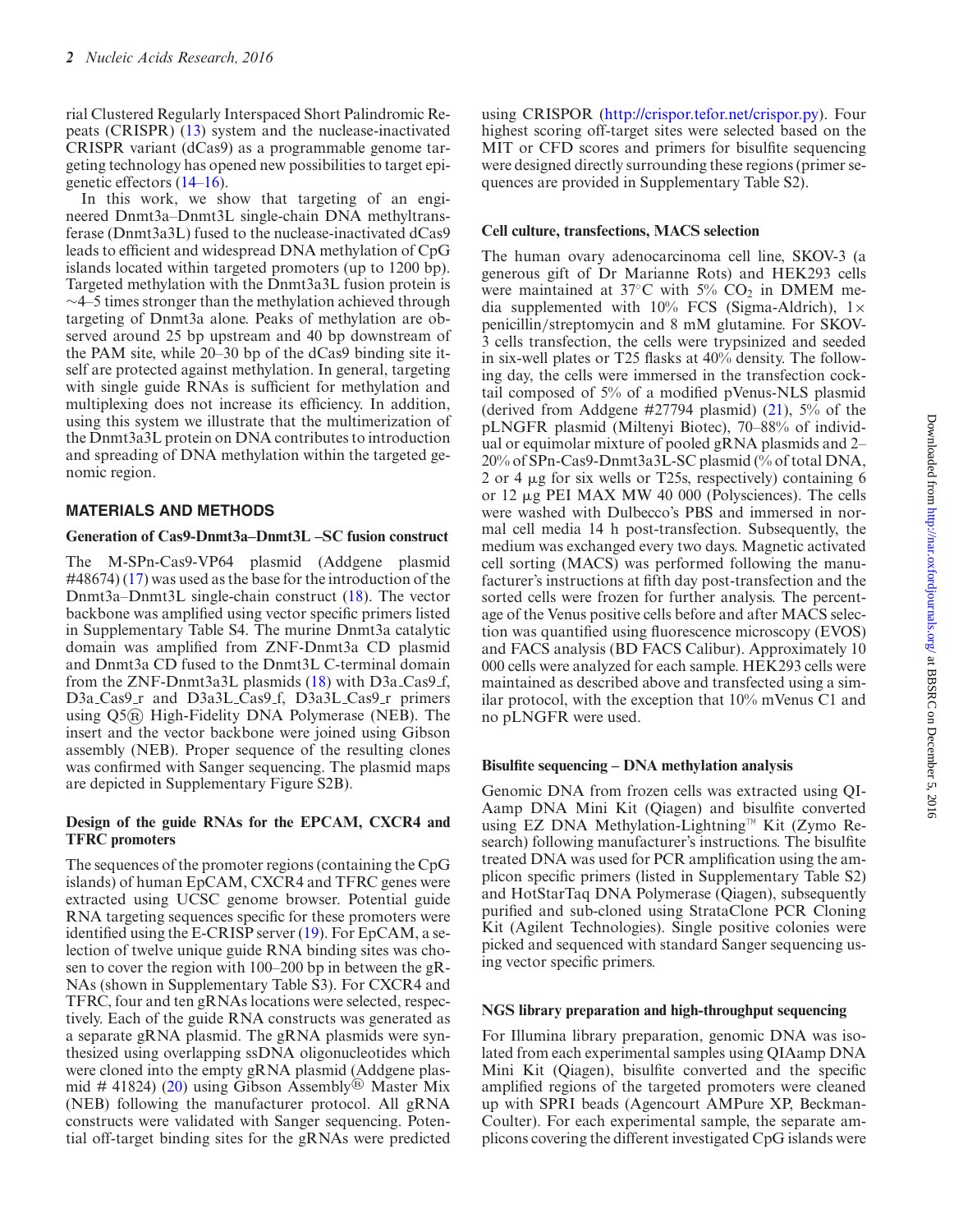rial Clustered Regularly Interspaced Short Palindromic Repeats (CRISPR) (13) system and the nuclease-inactivated CRISPR variant (dCas9) as a programmable genome targeting technology has opened new possibilities to target epigenetic effectors (14–16).

In this work, we show that targeting of an engineered Dnmt3a–Dnmt3L single-chain DNA methyltransferase (Dnmt3a3L) fused to the nuclease-inactivated dCas9 leads to efficient and widespread DNA methylation of CpG islands located within targeted promoters (up to 1200 bp). Targeted methylation with the Dnmt3a3L fusion protein is ∼4–5 times stronger than the methylation achieved through targeting of Dnmt3a alone. Peaks of methylation are observed around 25 bp upstream and 40 bp downstream of the PAM site, while 20–30 bp of the dCas9 binding site itself are protected against methylation. In general, targeting with single guide RNAs is sufficient for methylation and multiplexing does not increase its efficiency. In addition, using this system we illustrate that the multimerization of the Dnmt3a3L protein on DNA contributes to introduction and spreading of DNA methylation within the targeted genomic region.

## MATERIALS AND METHODS

### Generation of Cas9-Dnmt3a–Dnmt3L –SC fusion construct

The M-SPn-Cas9-VP64 plasmid (Addgene plasmid #48674) (17) was used as the base for the introduction of the Dnmt3a–Dnmt3L single-chain construct (18). The vector backbone was amplified using vector specific primers listed in Supplementary Table S4. The murine Dnmt3a catalytic domain was amplified from ZNF-Dnmt3a CD plasmid and Dnmt3a CD fused to the Dnmt3L C-terminal domain from the ZNF-Dnmt3a3L plasmids (18) with D3a_Cas9_f, D3a_Cas9_r and D3a3L_Cas9_f, D3a3L_Cas9_r primers using Q5® High-Fidelity DNA Polymerase (NEB). The insert and the vector backbone were joined using Gibson assembly (NEB). Proper sequence of the resulting clones was confirmed with Sanger sequencing. The plasmid maps are depicted in Supplementary Figure S2B).

### Design of the guide RNAs for the EPCAM, CXCR4 and TFRC promoters

The sequences of the promoter regions (containing the CpG islands) of human EpCAM, CXCR4 and TFRC genes were extracted using UCSC genome browser. Potential guide RNA targeting sequences specific for these promoters were identified using the E-CRISP server (19). For EpCAM, a selection of twelve unique guide RNA binding sites was chosen to cover the region with 100–200 bp in between the gRNAs (shown in Supplementary Table S3). For CXCR4 and TFRC, four and ten gRNAs locations were selected, respectively. Each of the guide RNA constructs was generated as a separate gRNA plasmid. The gRNA plasmids were synthesized using overlapping ssDNA oligonucleotides which were cloned into the empty gRNA plasmid (Addgene plasmid # 41824) (20) using Gibson Assembly® Master Mix (NEB) following the manufacturer protocol. All gRNA constructs were validated with Sanger sequencing. Potential off-target binding sites for the gRNAs were predicted using CRISPOR (http://crispor.tefor.net/crispor.py). Four highest scoring off-target sites were selected based on the MIT or CFD scores and primers for bisulfite sequencing were designed directly surrounding these regions (primer sequences are provided in Supplementary Table S2).

### Cell culture, transfections, MACS selection

The human ovary adenocarcinoma cell line, SKOV-3 (a generous gift of Dr Marianne Rots) and HEK293 cells were maintained at 37°C with 5% $CO_2$ in DMEM media supplemented with 10% FCS (Sigma-Aldrich), 1× penicillin/streptomycin and 8 mM glutamine. For SKOV-3 cells transfection, the cells were trypsinized and seeded in six-well plates or T25 flasks at 40% density. The following day, the cells were immersed in the transfection cocktail composed of 5% of a modified pVenus-NLS plasmid (derived from Addgene #27794 plasmid) (21), 5% of the pLNGFR plasmid (Miltenyi Biotec), 70–88% of individual or equimolar mixture of pooled gRNA plasmids and 2–20% of SPn-Cas9-Dnmt3a3L-SC plasmid (% of total DNA, 2 or 4 μg for six wells or T25s, respectively) containing 6 or 12 μg PEI MAX MW 40 000 (Polysciences). The cells were washed with Dulbecco's PBS and immersed in normal cell media 14 h post-transfection. Subsequently, the medium was exchanged every two days. Magnetic activated cell sorting (MACS) was performed following the manufacturer's instructions at fifth day post-transfection and the sorted cells were frozen for further analysis. The percentage of the Venus positive cells before and after MACS selection was quantified using fluorescence microscopy (EVOS) and FACS analysis (BD FACS Calibur). Approximately 10 000 cells were analyzed for each sample. HEK293 cells were maintained as described above and transfected using a similar protocol, with the exception that 10% mVenus C1 and no pLNGFR were used.

### Bisulfite sequencing – DNA methylation analysis

Genomic DNA from frozen cells was extracted using QIAamp DNA Mini Kit (Qiagen) and bisulfite converted using EZ DNA Methylation-Lightning™ Kit (Zymo Research) following manufacturer's instructions. The bisulfite treated DNA was used for PCR amplification using the amplicon specific primers (listed in Supplementary Table S2) and HotStarTaq DNA Polymerase (Qiagen), subsequently purified and sub-cloned using StrataClone PCR Cloning Kit (Agilent Technologies). Single positive colonies were picked and sequenced with standard Sanger sequencing using vector specific primers.

### NGS library preparation and high-throughput sequencing

For Illumina library preparation, genomic DNA was isolated from each experimental samples using QIAamp DNA Mini Kit (Qiagen), bisulfite converted and the specific amplified regions of the targeted promoters were cleaned up with SPRI beads (Agencourt AMPure XP, Beckman-Coulter). For each experimental sample, the separate amplicons covering the different investigated CpG islands were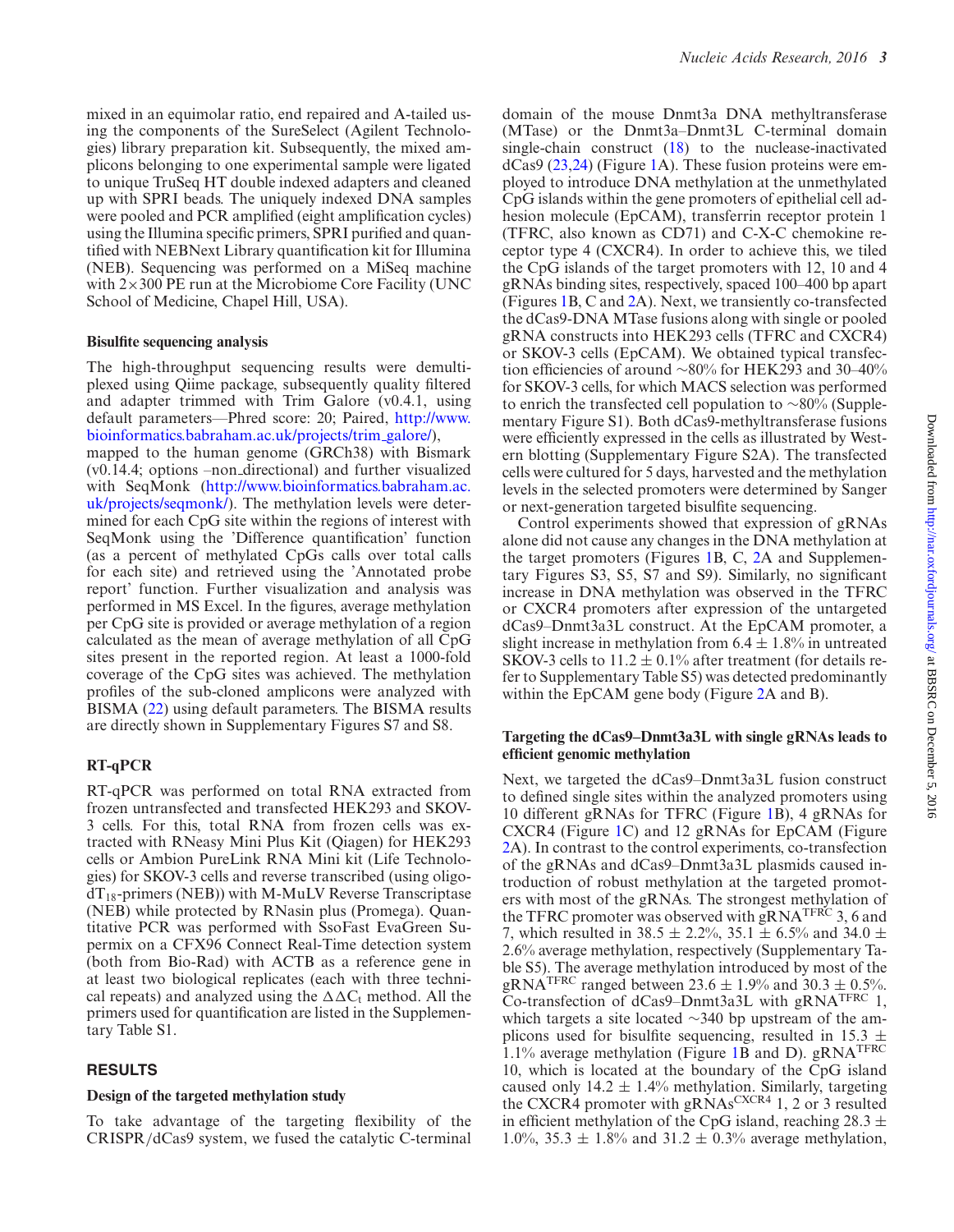mixed in an equimolar ratio, end repaired and A-tailed using the components of the SureSelect (Agilent Technologies) library preparation kit. Subsequently, the mixed amplicons belonging to one experimental sample were ligated to unique TruSeq HT double indexed adapters and cleaned up with SPRI beads. The uniquely indexed DNA samples were pooled and PCR amplified (eight amplification cycles) using the Illumina specific primers, SPRI purified and quantified with NEBNext Library quantification kit for Illumina (NEB). Sequencing was performed on a MiSeq machine with 2×300 PE run at the Microbiome Core Facility (UNC School of Medicine, Chapel Hill, USA).

### Bisulfite sequencing analysis

The high-throughput sequencing results were demultiplexed using Qiime package, subsequently quality filtered and adapter trimmed with Trim Galore (v0.4.1, using default parameters—Phred score: 20; Paired, http://www.bioinformatics.babraham.ac.uk/projects/trim_galore/), mapped to the human genome (GRCh38) with Bismark (v0.14.4; options –non_directional) and further visualized with SeqMonk (http://www.bioinformatics.babraham.ac.uk/projects/seqmonk/). The methylation levels were determined for each CpG site within the regions of interest with SeqMonk using the 'Difference quantification' function (as a percent of methylated CpGs calls over total calls for each site) and retrieved using the 'Annotated probe report' function. Further visualization and analysis was performed in MS Excel. In the figures, average methylation per CpG site is provided or average methylation of a region calculated as the mean of average methylation of all CpG sites present in the reported region. At least a 1000-fold coverage of the CpG sites was achieved. The methylation profiles of the sub-cloned amplicons were analyzed with BISMA (22) using default parameters. The BISMA results are directly shown in Supplementary Figures S7 and S8.

### RT-qPCR

RT-qPCR was performed on total RNA extracted from frozen untransfected and transfected HEK293 and SKOV-3 cells. For this, total RNA from frozen cells was extracted with RNeasy Mini Plus Kit (Qiagen) for HEK293 cells or Ambion PureLink RNA Mini kit (Life Technologies) for SKOV-3 cells and reverse transcribed (using oligo-$dT_{18}$-primers (NEB)) with M-MuLV Reverse Transcriptase (NEB) while protected by RNasin plus (Promega). Quantitative PCR was performed with SsoFast EvaGreen Supermix on a CFX96 Connect Real-Time detection system (both from Bio-Rad) with ACTB as a reference gene in at least two biological replicates (each with three technical repeats) and analyzed using the $\Delta\Delta C_t$ method. All the primers used for quantification are listed in the Supplementary Table S1.

## RESULTS

### Design of the targeted methylation study

To take advantage of the targeting flexibility of the CRISPR/dCas9 system, we fused the catalytic C-terminal domain of the mouse Dnmt3a DNA methyltransferase (MTase) or the Dnmt3a–Dnmt3L C-terminal domain single-chain construct (18) to the nuclease-inactivated dCas9 (23,24) (Figure 1A). These fusion proteins were employed to introduce DNA methylation at the unmethylated CpG islands within the gene promoters of epithelial cell adhesion molecule (EpCAM), transferrin receptor protein 1 (TFRC, also known as CD71) and C-X-C chemokine receptor type 4 (CXCR4). In order to achieve this, we tiled the CpG islands of the target promoters with 12, 10 and 4 gRNAs binding sites, respectively, spaced 100–400 bp apart (Figures 1B, C and 2A). Next, we transiently co-transfected the dCas9-DNA MTase fusions along with single or pooled gRNA constructs into HEK293 cells (TFRC and CXCR4) or SKOV-3 cells (EpCAM). We obtained typical transfection efficiencies of around ∼80% for HEK293 and 30–40% for SKOV-3 cells, for which MACS selection was performed to enrich the transfected cell population to ∼80% (Supplementary Figure S1). Both dCas9-methyltransferase fusions were efficiently expressed in the cells as illustrated by Western blotting (Supplementary Figure S2A). The transfected cells were cultured for 5 days, harvested and the methylation levels in the selected promoters were determined by Sanger or next-generation targeted bisulfite sequencing.

Control experiments showed that expression of gRNAs alone did not cause any changes in the DNA methylation at the target promoters (Figures 1B, C, 2A and Supplementary Figures S3, S5, S7 and S9). Similarly, no significant increase in DNA methylation was observed in the TFRC or CXCR4 promoters after expression of the untargeted dCas9–Dnmt3a3L construct. At the EpCAM promoter, a slight increase in methylation from 6.4 ± 1.8% in untreated SKOV-3 cells to 11.2 ± 0.1% after treatment (for details refer to Supplementary Table S5) was detected predominantly within the EpCAM gene body (Figure 2A and B).

### Targeting the dCas9–Dnmt3a3L with single gRNAs leads to efficient genomic methylation

Next, we targeted the dCas9–Dnmt3a3L fusion construct to defined single sites within the analyzed promoters using 10 different gRNAs for TFRC (Figure 1B), 4 gRNAs for CXCR4 (Figure 1C) and 12 gRNAs for EpCAM (Figure 2A). In contrast to the control experiments, co-transfection of the gRNAs and dCas9–Dnmt3a3L plasmids caused introduction of robust methylation at the targeted promoters with most of the gRNAs. The strongest methylation of the TFRC promoter was observed with $\text{gRNA}^{\text{TFRC}}$ 3, 6 and 7, which resulted in 38.5 ± 2.2%, 35.1 ± 6.5% and 34.0 ± 2.6% average methylation, respectively (Supplementary Table S5). The average methylation introduced by most of the $\text{gRNA}^{\text{TFRC}}$ ranged between 23.6 ± 1.9% and 30.3 ± 0.5%. Co-transfection of dCas9–Dnmt3a3L with $\text{gRNA}^{\text{TFRC}}$ 1, which targets a site located ∼340 bp upstream of the amplicons used for bisulfite sequencing, resulted in 15.3 ± 1.1% average methylation (Figure 1B and D). $\text{gRNA}^{\text{TFRC}}$ 10, which is located at the boundary of the CpG island caused only 14.2 ± 1.4% methylation. Similarly, targeting the CXCR4 promoter with $\text{gRNAs}^{\text{CXCR4}}$ 1, 2 or 3 resulted in efficient methylation of the CpG island, reaching 28.3 ± 1.0%, 35.3 ± 1.8% and 31.2 ± 0.3% average methylation,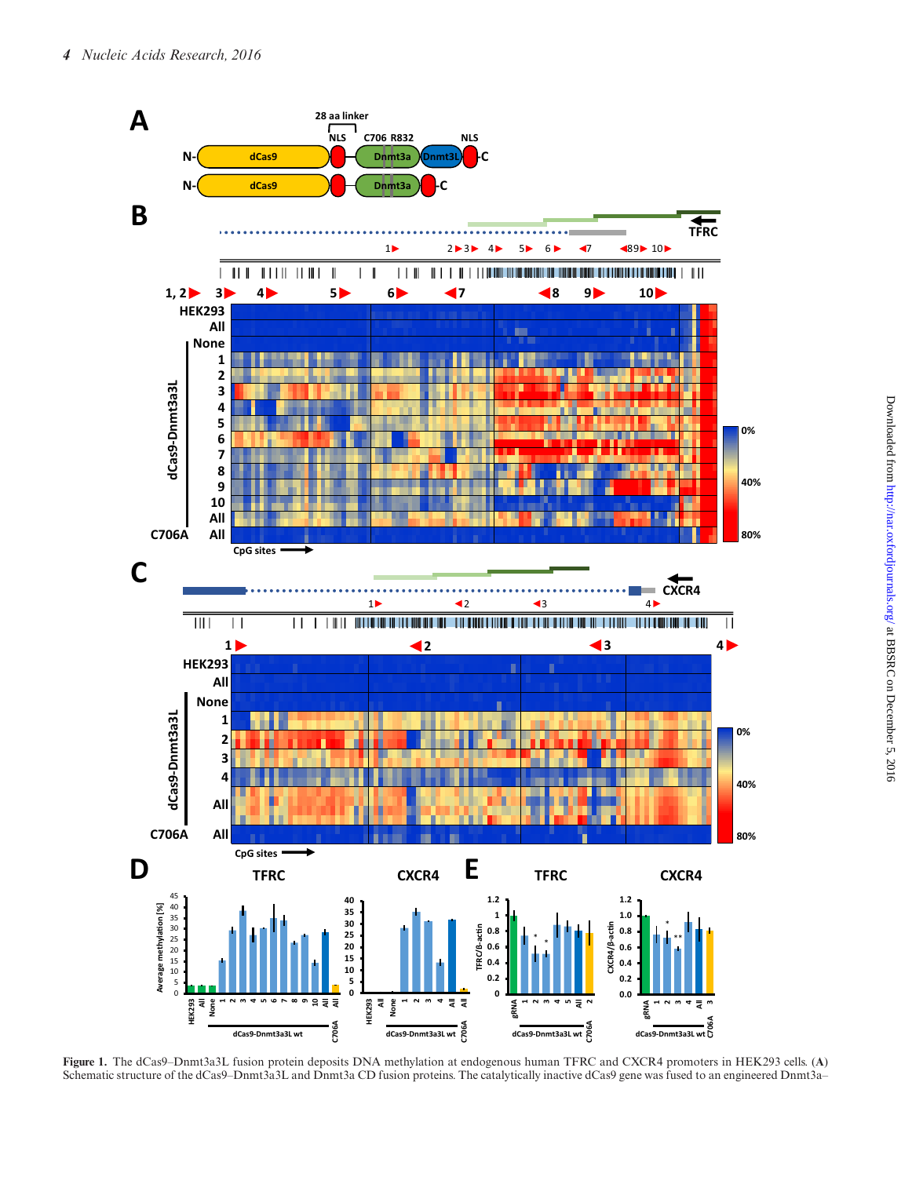**Figure 1.** The dCas9–Dnmt3a3L fusion protein deposits DNA methylation at endogenous human TFRC and CXCR4 promoters in HEK293 cells. (**A**) Schematic structure of the dCas9–Dnmt3a3L and Dnmt3a CD fusion proteins. The catalytically inactive dCas9 gene was fused to an engineered Dnmt3a–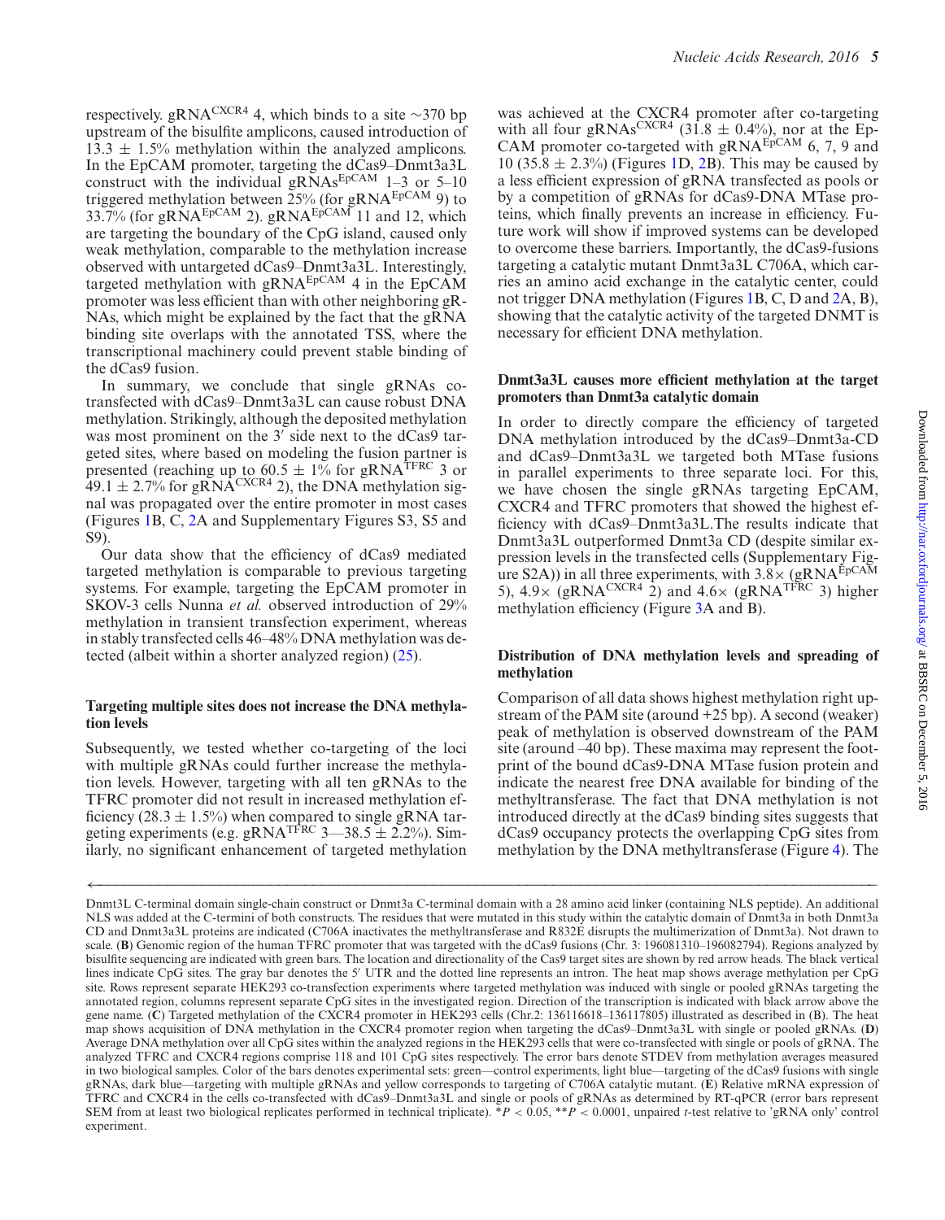respectively. gRNA$^{CXCR4}$ 4, which binds to a site ~370 bp upstream of the bisulfite amplicons, caused introduction of 13.3 ± 1.5% methylation within the analyzed amplicons. In the EpCAM promoter, targeting the dCas9–Dnmt3a3L construct with the individual gRNAs$^{EpCAM}$ 1–3 or 5–10 triggered methylation between 25% (for gRNA$^{EpCAM}$ 9) to 33.7% (for gRNA$^{EpCAM}$ 2). gRNA$^{EpCAM}$ 11 and 12, which are targeting the boundary of the CpG island, caused only weak methylation, comparable to the methylation increase observed with untargeted dCas9–Dnmt3a3L. Interestingly, targeted methylation with gRNA$^{EpCAM}$ 4 in the EpCAM promoter was less efficient than with other neighboring gRNAs, which might be explained by the fact that the gRNA binding site overlaps with the annotated TSS, where the transcriptional machinery could prevent stable binding of the dCas9 fusion.

In summary, we conclude that single gRNAs co-transfected with dCas9–Dnmt3a3L can cause robust DNA methylation. Strikingly, although the deposited methylation was most prominent on the 3′ side next to the dCas9 targeted sites, where based on modeling the fusion partner is presented (reaching up to 60.5 ± 1% for gRNA$^{TFRC}$ 3 or 49.1 ± 2.7% for gRNA$^{CXCR4}$ 2), the DNA methylation signal was propagated over the entire promoter in most cases (Figures 1B, C, 2A and Supplementary Figures S3, S5 and S9).

Our data show that the efficiency of dCas9 mediated targeted methylation is comparable to previous targeting systems. For example, targeting the EpCAM promoter in SKOV-3 cells Nunna *et al.* observed introduction of 29% methylation in transient transfection experiment, whereas in stably transfected cells 46–48% DNA methylation was detected (albeit within a shorter analyzed region) (25).

### Targeting multiple sites does not increase the DNA methylation levels

Subsequently, we tested whether co-targeting of the loci with multiple gRNAs could further increase the methylation levels. However, targeting with all ten gRNAs to the TFRC promoter did not result in increased methylation efficiency (28.3 ± 1.5%) when compared to single gRNA targeting experiments (e.g. gRNA$^{TFRC}$ 3—38.5 ± 2.2%). Similarly, no significant enhancement of targeted methylation was achieved at the CXCR4 promoter after co-targeting with all four gRNAs$^{CXCR4}$ (31.8 ± 0.4%), nor at the EpCAM promoter co-targeted with gRNA$^{EpCAM}$ 6, 7, 9 and 10 (35.8 ± 2.3%) (Figures 1D, 2B). This may be caused by a less efficient expression of gRNA transfected as pools or by a competition of gRNAs for dCas9-DNA MTase proteins, which finally prevents an increase in efficiency. Future work will show if improved systems can be developed to overcome these barriers. Importantly, the dCas9-fusions targeting a catalytic mutant Dnmt3a3L C706A, which carries an amino acid exchange in the catalytic center, could not trigger DNA methylation (Figures 1B, C, D and 2A, B), showing that the catalytic activity of the targeted DNMT is necessary for efficient DNA methylation.

### Dnmt3a3L causes more efficient methylation at the target promoters than Dnmt3a catalytic domain

In order to directly compare the efficiency of targeted DNA methylation introduced by the dCas9–Dnmt3a-CD and dCas9–Dnmt3a3L we targeted both MTase fusions in parallel experiments to three separate loci. For this, we have chosen the single gRNAs targeting EpCAM, CXCR4 and TFRC promoters that showed the highest efficiency with dCas9–Dnmt3a3L.The results indicate that Dnmt3a3L outperformed Dnmt3a CD (despite similar expression levels in the transfected cells (Supplementary Figure S2A)) in all three experiments, with 3.8× (gRNA$^{EpCAM}$ 5), 4.9× (gRNA$^{CXCR4}$ 2) and 4.6× (gRNA$^{TFRC}$ 3) higher methylation efficiency (Figure 3A and B).

### Distribution of DNA methylation levels and spreading of methylation

Comparison of all data shows highest methylation right upstream of the PAM site (around +25 bp). A second (weaker) peak of methylation is observed downstream of the PAM site (around –40 bp). These maxima may represent the footprint of the bound dCas9-DNA MTase fusion protein and indicate the nearest free DNA available for binding of the methyltransferase. The fact that DNA methylation is not introduced directly at the dCas9 binding sites suggests that dCas9 occupancy protects the overlapping CpG sites from methylation by the DNA methyltransferase (Figure 4). The

Dnmt3L C-terminal domain single-chain construct or Dnmt3a C-terminal domain with a 28 amino acid linker (containing NLS peptide). An additional NLS was added at the C-termini of both constructs. The residues that were mutated in this study within the catalytic domain of Dnmt3a in both Dnmt3a CD and Dnmt3a3L proteins are indicated (C706A inactivates the methyltransferase and R832E disrupts the multimerization of Dnmt3a). Not drawn to scale. (**B**) Genomic region of the human TFRC promoter that was targeted with the dCas9 fusions (Chr. 3: 196081310–196082794). Regions analyzed by bisulfite sequencing are indicated with green bars. The location and directionality of the Cas9 target sites are shown by red arrow heads. The black vertical lines indicate CpG sites. The gray bar denotes the 5′ UTR and the dotted line represents an intron. The heat map shows average methylation per CpG site. Rows represent separate HEK293 co-transfection experiments where targeted methylation was induced with single or pooled gRNAs targeting the annotated region, columns represent separate CpG sites in the investigated region. Direction of the transcription is indicated with black arrow above the gene name. (**C**) Targeted methylation of the CXCR4 promoter in HEK293 cells (Chr.2: 136116618–136117805) illustrated as described in (B). The heat map shows acquisition of DNA methylation in the CXCR4 promoter region when targeting the dCas9–Dnmt3a3L with single or pooled gRNAs. (**D**) Average DNA methylation over all CpG sites within the analyzed regions in the HEK293 cells that were co-transfected with single or pools of gRNA. The analyzed TFRC and CXCR4 regions comprise 118 and 101 CpG sites respectively. The error bars denote STDEV from methylation averages measured in two biological samples. Color of the bars denotes experimental sets: green—control experiments, light blue—targeting of the dCas9 fusions with single gRNAs, dark blue—targeting with multiple gRNAs and yellow corresponds to targeting of C706A catalytic mutant. (**E**) Relative mRNA expression of TFRC and CXCR4 in the cells co-transfected with dCas9–Dnmt3a3L and single or pools of gRNAs as determined by RT-qPCR (error bars represent SEM from at least two biological replicates performed in technical triplicate). \*$P < 0.05$, \*\*$P < 0.0001$, unpaired *t*-test relative to 'gRNA only' control experiment.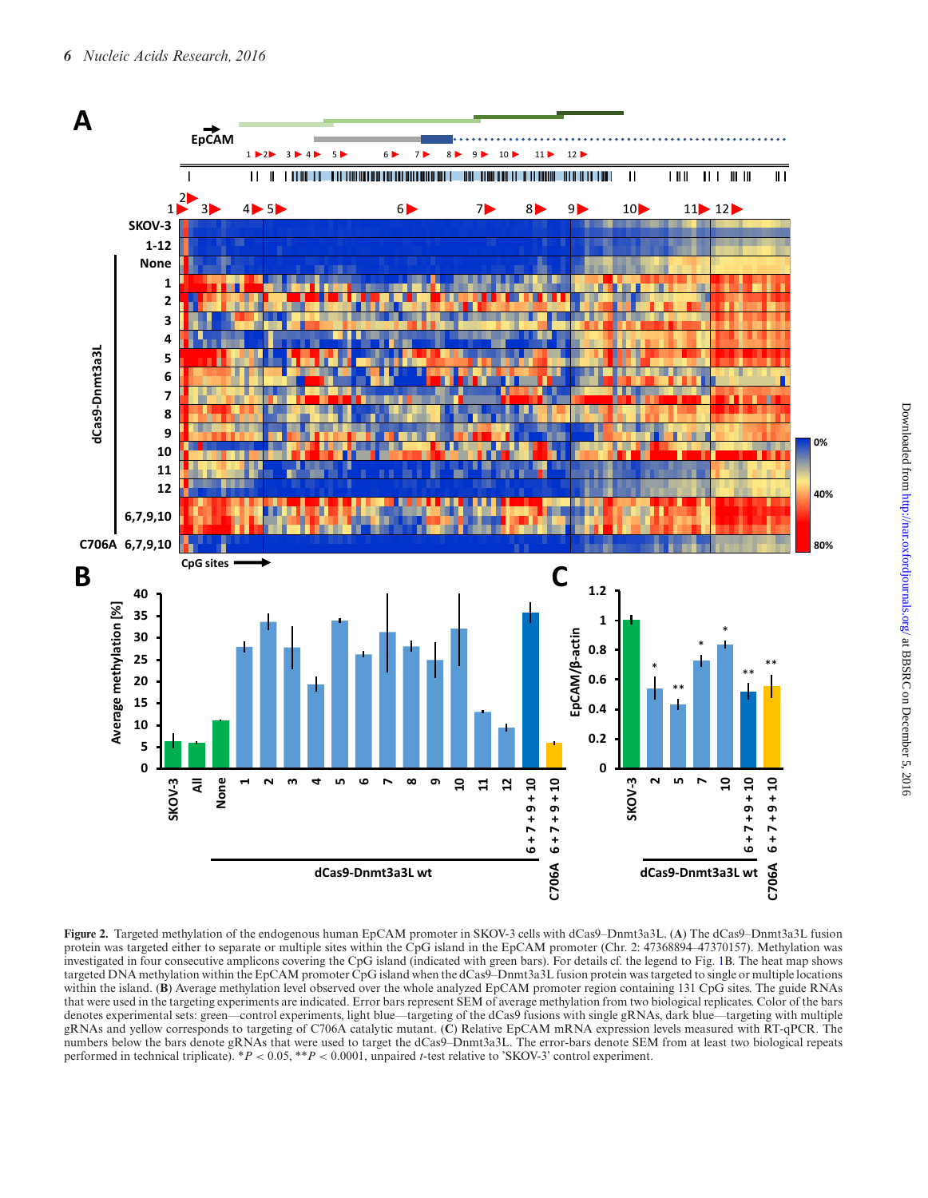**Figure 2.** Targeted methylation of the endogenous human EpCAM promoter in SKOV-3 cells with dCas9–Dnmt3a3L. (**A**) The dCas9–Dnmt3a3L fusion protein was targeted either to separate or multiple sites within the CpG island in the EpCAM promoter (Chr. 2: 47368894–47370157). Methylation was investigated in four consecutive amplicons covering the CpG island (indicated with green bars). For details cf. the legend to Fig. 1B. The heat map shows targeted DNA methylation within the EpCAM promoter CpG island when the dCas9–Dnmt3a3L fusion protein was targeted to single or multiple locations within the island. (**B**) Average methylation level observed over the whole analyzed EpCAM promoter region containing 131 CpG sites. The guide RNAs that were used in the targeting experiments are indicated. Error bars represent SEM of average methylation from two biological replicates. Color of the bars denotes experimental sets: green—control experiments, light blue—targeting of the dCas9 fusions with single gRNAs, dark blue—targeting with multiple gRNAs and yellow corresponds to targeting of C706A catalytic mutant. (**C**) Relative EpCAM mRNA expression levels measured with RT-qPCR. The numbers below the bars denote gRNAs that were used to target the dCas9–Dnmt3a3L. The error-bars denote SEM from at least two biological repeats performed in technical triplicate). $^{*}P < 0.05$, $^{**}P < 0.0001$, unpaired $t$-test relative to 'SKOV-3' control experiment.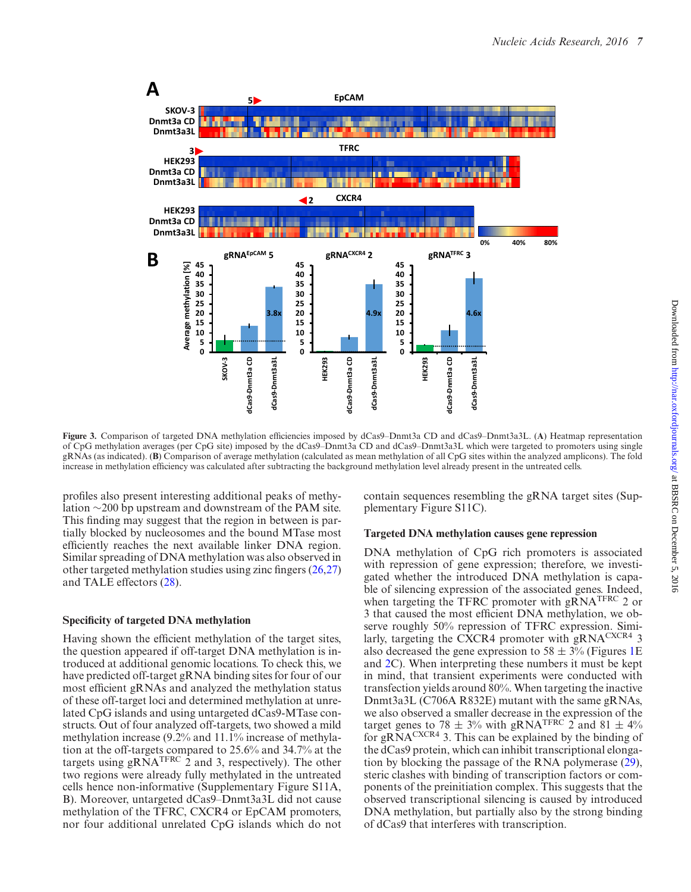**Figure 3.** Comparison of targeted DNA methylation efficiencies imposed by dCas9–Dnmt3a CD and dCas9–Dnmt3a3L. (**A**) Heatmap representation of CpG methylation averages (per CpG site) imposed by the dCas9–Dnmt3a CD and dCas9–Dnmt3a3L which were targeted to promoters using single gRNAs (as indicated). (**B**) Comparison of average methylation (calculated as mean methylation of all CpG sites within the analyzed amplicons). The fold increase in methylation efficiency was calculated after subtracting the background methylation level already present in the untreated cells.

profiles also present interesting additional peaks of methylation ~200 bp upstream and downstream of the PAM site. This finding may suggest that the region in between is partially blocked by nucleosomes and the bound MTase most efficiently reaches the next available linker DNA region. Similar spreading of DNA methylation was also observed in other targeted methylation studies using zinc fingers (26,27) and TALE effectors (28).

### Specificity of targeted DNA methylation

Having shown the efficient methylation of the target sites, the question appeared if off-target DNA methylation is introduced at additional genomic locations. To check this, we have predicted off-target gRNA binding sites for four of our most efficient gRNAs and analyzed the methylation status of these off-target loci and determined methylation at unrelated CpG islands and using untargeted dCas9-MTase constructs. Out of four analyzed off-targets, two showed a mild methylation increase (9.2% and 11.1% increase of methylation at the off-targets compared to 25.6% and 34.7% at the targets using gRNA$^{TFRC}$ 2 and 3, respectively). The other two regions were already fully methylated in the untreated cells hence non-informative (Supplementary Figure S11A, B). Moreover, untargeted dCas9–Dnmt3a3L did not cause methylation of the TFRC, CXCR4 or EpCAM promoters, nor four additional unrelated CpG islands which do not contain sequences resembling the gRNA target sites (Supplementary Figure S11C).

### Targeted DNA methylation causes gene repression

DNA methylation of CpG rich promoters is associated with repression of gene expression; therefore, we investigated whether the introduced DNA methylation is capable of silencing expression of the associated genes. Indeed, when targeting the TFRC promoter with gRNA$^{TFRC}$ 2 or 3 that caused the most efficient DNA methylation, we observe roughly 50% repression of TFRC expression. Similarly, targeting the CXCR4 promoter with gRNA$^{CXCR4}$ 3 also decreased the gene expression to 58 ± 3% (Figures 1E and 2C). When interpreting these numbers it must be kept in mind, that transient experiments were conducted with transfection yields around 80%. When targeting the inactive Dnmt3a3L (C706A R832E) mutant with the same gRNAs, we also observed a smaller decrease in the expression of the target genes to 78 ± 3% with gRNA$^{TFRC}$ 2 and 81 ± 4% for gRNA$^{CXCR4}$ 3. This can be explained by the binding of the dCas9 protein, which can inhibit transcriptional elongation by blocking the passage of the RNA polymerase (29), steric clashes with binding of transcription factors or components of the preinitiation complex. This suggests that the observed transcriptional silencing is caused by introduced DNA methylation, but partially also by the strong binding of dCas9 that interferes with transcription.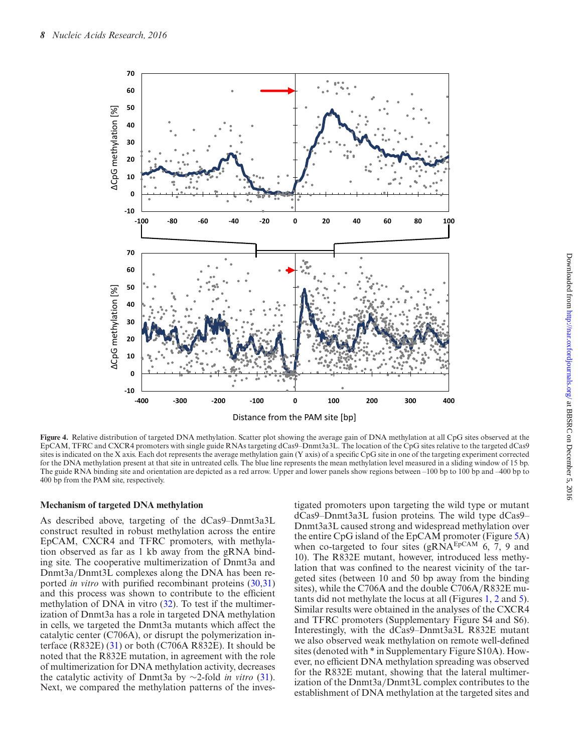**Figure 4.** Relative distribution of targeted DNA methylation. Scatter plot showing the average gain of DNA methylation at all CpG sites observed at the EpCAM, TFRC and CXCR4 promoters with single guide RNAs targeting dCas9–Dnmt3a3L. The location of the CpG sites relative to the targeted dCas9 sites is indicated on the X axis. Each dot represents the average methylation gain (Y axis) of a specific CpG site in one of the targeting experiment corrected for the DNA methylation present at that site in untreated cells. The blue line represents the mean methylation level measured in a sliding window of 15 bp. The guide RNA binding site and orientation are depicted as a red arrow. Upper and lower panels show regions between –100 bp to 100 bp and –400 bp to 400 bp from the PAM site, respectively.

### Mechanism of targeted DNA methylation

As described above, targeting of the dCas9–Dnmt3a3L construct resulted in robust methylation across the entire EpCAM, CXCR4 and TFRC promoters, with methylation observed as far as 1 kb away from the gRNA binding site. The cooperative multimerization of Dnmt3a and Dnmt3a/Dnmt3L complexes along the DNA has been reported *in vitro* with purified recombinant proteins (30,31) and this process was shown to contribute to the efficient methylation of DNA in vitro (32). To test if the multimerization of Dnmt3a has a role in targeted DNA methylation in cells, we targeted the Dnmt3a mutants which affect the catalytic center (C706A), or disrupt the polymerization interface (R832E) (31) or both (C706A R832E). It should be noted that the R832E mutation, in agreement with the role of multimerization for DNA methylation activity, decreases the catalytic activity of Dnmt3a by ∼2-fold *in vitro* (31). Next, we compared the methylation patterns of the investigated promoters upon targeting the wild type or mutant dCas9–Dnmt3a3L fusion proteins. The wild type dCas9–Dnmt3a3L caused strong and widespread methylation over the entire CpG island of the EpCAM promoter (Figure 5A) when co-targeted to four sites (gRNA$^{EpCAM}$ 6, 7, 9 and 10). The R832E mutant, however, introduced less methylation that was confined to the nearest vicinity of the targeted sites (between 10 and 50 bp away from the binding sites), while the C706A and the double C706A/R832E mutants did not methylate the locus at all (Figures 1, 2 and 5). Similar results were obtained in the analyses of the CXCR4 and TFRC promoters (Supplementary Figure S4 and S6). Interestingly, with the dCas9–Dnmt3a3L R832E mutant we also observed weak methylation on remote well-defined sites (denoted with * in Supplementary Figure S10A). However, no efficient DNA methylation spreading was observed for the R832E mutant, showing that the lateral multimerization of the Dnmt3a/Dnmt3L complex contributes to the establishment of DNA methylation at the targeted sites and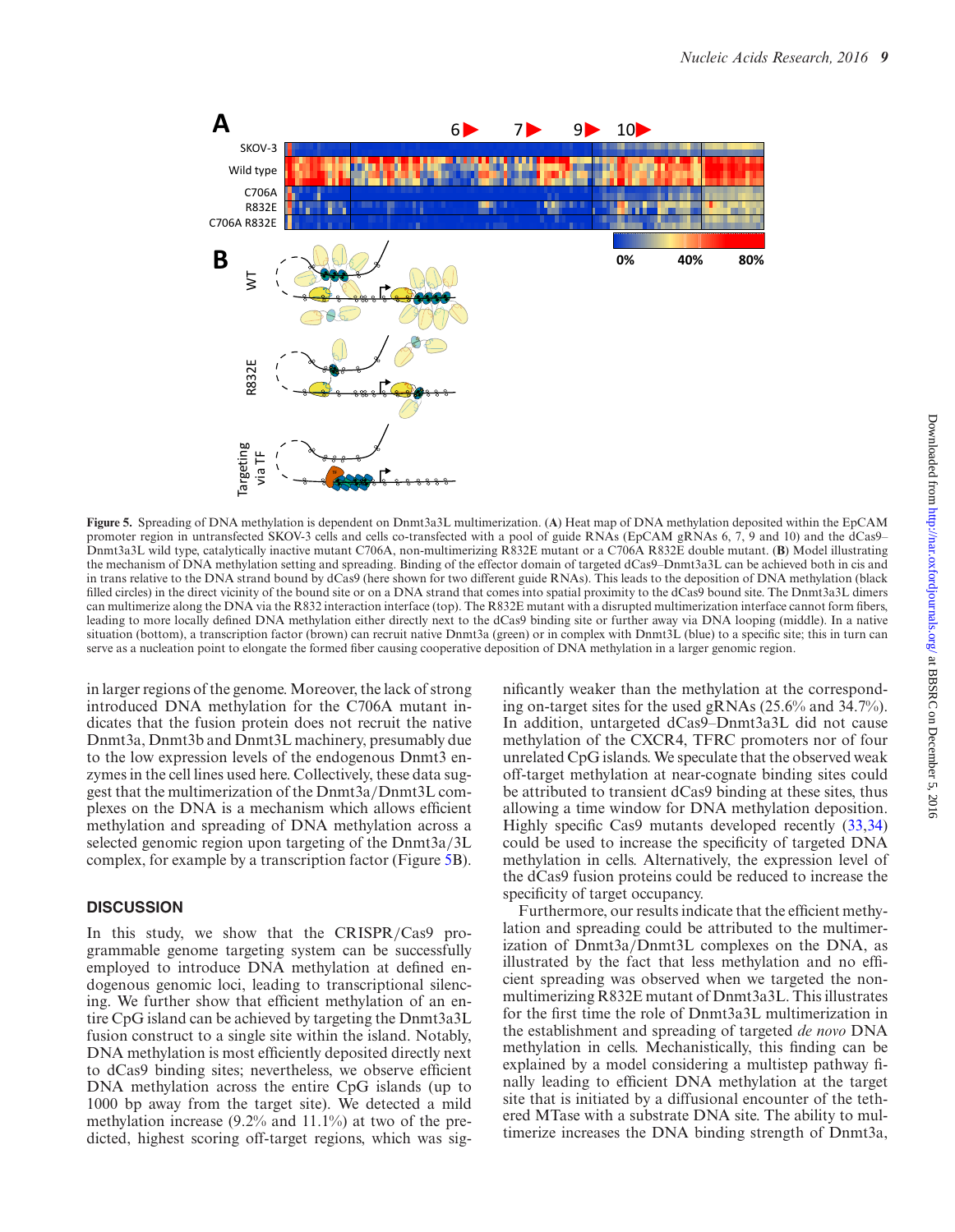**Figure 5.** Spreading of DNA methylation is dependent on Dnmt3a3L multimerization. (**A**) Heat map of DNA methylation deposited within the EpCAM promoter region in untransfected SKOV-3 cells and cells co-transfected with a pool of guide RNAs (EpCAM gRNAs 6, 7, 9 and 10) and the dCas9–Dnmt3a3L wild type, catalytically inactive mutant C706A, non-multimerizing R832E mutant or a C706A R832E double mutant. (**B**) Model illustrating the mechanism of DNA methylation setting and spreading. Binding of the effector domain of targeted dCas9–Dnmt3a3L can be achieved both in cis and in trans relative to the DNA strand bound by dCas9 (here shown for two different guide RNAs). This leads to the deposition of DNA methylation (black filled circles) in the direct vicinity of the bound site or on a DNA strand that comes into spatial proximity to the dCas9 bound site. The Dnmt3a3L dimers can multimerize along the DNA via the R832 interaction interface (top). The R832E mutant with a disrupted multimerization interface cannot form fibers, leading to more locally defined DNA methylation either directly next to the dCas9 binding site or further away via DNA looping (middle). In a native situation (bottom), a transcription factor (brown) can recruit native Dnmt3a (green) or in complex with Dnmt3L (blue) to a specific site; this in turn can serve as a nucleation point to elongate the formed fiber causing cooperative deposition of DNA methylation in a larger genomic region.

in larger regions of the genome. Moreover, the lack of strong introduced DNA methylation for the C706A mutant indicates that the fusion protein does not recruit the native Dnmt3a, Dnmt3b and Dnmt3L machinery, presumably due to the low expression levels of the endogenous Dnmt3 enzymes in the cell lines used here. Collectively, these data suggest that the multimerization of the Dnmt3a/Dnmt3L complexes on the DNA is a mechanism which allows efficient methylation and spreading of DNA methylation across a selected genomic region upon targeting of the Dnmt3a/3L complex, for example by a transcription factor (Figure 5B).

## DISCUSSION

In this study, we show that the CRISPR/Cas9 programmable genome targeting system can be successfully employed to introduce DNA methylation at defined endogenous genomic loci, leading to transcriptional silencing. We further show that efficient methylation of an entire CpG island can be achieved by targeting the Dnmt3a3L fusion construct to a single site within the island. Notably, DNA methylation is most efficiently deposited directly next to dCas9 binding sites; nevertheless, we observe efficient DNA methylation across the entire CpG island (up to 1000 bp away from the target site). We detected a mild methylation increase (9.2% and 11.1%) at two of the predicted, highest scoring off-target regions, which was significantly weaker than the methylation at the corresponding on-target sites for the used gRNAs (25.6% and 34.7%). In addition, untargeted dCas9–Dnmt3a3L did not cause methylation of the CXCR4, TFRC promoters nor of four unrelated CpG islands. We speculate that the observed weak off-target methylation at near-cognate binding sites could be attributed to transient dCas9 binding at these sites, thus allowing a time window for DNA methylation deposition. Highly specific Cas9 mutants developed recently (33,34) could be used to increase the specificity of targeted DNA methylation in cells. Alternatively, the expression level of the dCas9 fusion proteins could be reduced to increase the specificity of target occupancy.

Furthermore, our results indicate that the efficient methylation and spreading could be attributed to the multimerization of Dnmt3a/Dnmt3L complexes on the DNA, as illustrated by the fact that less methylation and no efficient spreading was observed when we targeted the non-multimerizing R832E mutant of Dnmt3a3L. This illustrates for the first time the role of Dnmt3a3L multimerization in the establishment and spreading of targeted *de novo* DNA methylation in cells. Mechanistically, this finding can be explained by a model considering a multistep pathway finally leading to efficient DNA methylation at the target site that is initiated by a diffusional encounter of the tethered MTase with a substrate DNA site. The ability to multimerize increases the DNA binding strength of Dnmt3a,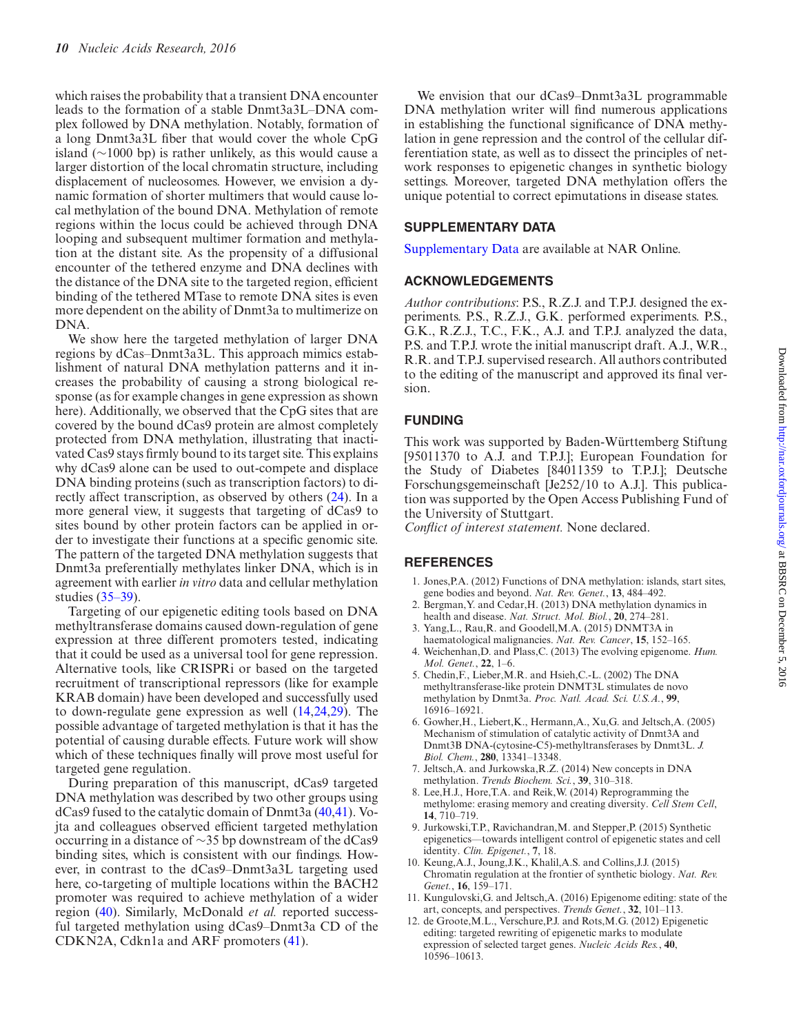which raises the probability that a transient DNA encounter leads to the formation of a stable Dnmt3a3L–DNA complex followed by DNA methylation. Notably, formation of a long Dnmt3a3L fiber that would cover the whole CpG island (∼1000 bp) is rather unlikely, as this would cause a larger distortion of the local chromatin structure, including displacement of nucleosomes. However, we envision a dynamic formation of shorter multimers that would cause local methylation of the bound DNA. Methylation of remote regions within the locus could be achieved through DNA looping and subsequent multimer formation and methylation at the distant site. As the propensity of a diffusional encounter of the tethered enzyme and DNA declines with the distance of the DNA site to the targeted region, efficient binding of the tethered MTase to remote DNA sites is even more dependent on the ability of Dnmt3a to multimerize on DNA.

We show here the targeted methylation of larger DNA regions by dCas–Dnmt3a3L. This approach mimics establishment of natural DNA methylation patterns and it increases the probability of causing a strong biological response (as for example changes in gene expression as shown here). Additionally, we observed that the CpG sites that are covered by the bound dCas9 protein are almost completely protected from DNA methylation, illustrating that inactivated Cas9 stays firmly bound to its target site. This explains why dCas9 alone can be used to out-compete and displace DNA binding proteins (such as transcription factors) to directly affect transcription, as observed by others (24). In a more general view, it suggests that targeting of dCas9 to sites bound by other protein factors can be applied in order to investigate their functions at a specific genomic site. The pattern of the targeted DNA methylation suggests that Dnmt3a preferentially methylates linker DNA, which is in agreement with earlier *in vitro* data and cellular methylation studies (35–39).

Targeting of our epigenetic editing tools based on DNA methyltransferase domains caused down-regulation of gene expression at three different promoters tested, indicating that it could be used as a universal tool for gene repression. Alternative tools, like CRISPRi or based on the targeted recruitment of transcriptional repressors (like for example KRAB domain) have been developed and successfully used to down-regulate gene expression as well (14,24,29). The possible advantage of targeted methylation is that it has the potential of causing durable effects. Future work will show which of these techniques finally will prove most useful for targeted gene regulation.

During preparation of this manuscript, dCas9 targeted DNA methylation was described by two other groups using dCas9 fused to the catalytic domain of Dnmt3a (40,41). Vojta and colleagues observed efficient targeted methylation occurring in a distance of ∼35 bp downstream of the dCas9 binding sites, which is consistent with our findings. However, in contrast to the dCas9–Dnmt3a3L targeting used here, co-targeting of multiple locations within the BACH2 promoter was required to achieve methylation of a wider region (40). Similarly, McDonald *et al.* reported successful targeted methylation using dCas9–Dnmt3a CD of the CDKN2A, Cdkn1a and ARF promoters (41).

We envision that our dCas9–Dnmt3a3L programmable DNA methylation writer will find numerous applications in establishing the functional significance of DNA methylation in gene repression and the control of the cellular differentiation state, as well as to dissect the principles of network responses to epigenetic changes in synthetic biology settings. Moreover, targeted DNA methylation offers the unique potential to correct epimutations in disease states.

## SUPPLEMENTARY DATA

Supplementary Data are available at NAR Online.

## ACKNOWLEDGEMENTS

*Author contributions*: P.S., R.Z.J. and T.P.J. designed the experiments. P.S., R.Z.J., G.K. performed experiments. P.S., G.K., R.Z.J., T.C., F.K., A.J. and T.P.J. analyzed the data, P.S. and T.P.J. wrote the initial manuscript draft. A.J., W.R., R.R. and T.P.J. supervised research. All authors contributed to the editing of the manuscript and approved its final version.

## FUNDING

This work was supported by Baden-Württemberg Stiftung [95011370 to A.J. and T.P.J.]; European Foundation for the Study of Diabetes [84011359 to T.P.J.]; Deutsche Forschungsgemeinschaft [Je252/10 to A.J.]. This publication was supported by the Open Access Publishing Fund of the University of Stuttgart.

*Conflict of interest statement.* None declared.

## REFERENCES

1. Jones,P.A. (2012) Functions of DNA methylation: islands, start sites, gene bodies and beyond. *Nat. Rev. Genet.*, **13**, 484–492.
2. Bergman,Y. and Cedar,H. (2013) DNA methylation dynamics in health and disease. *Nat. Struct. Mol. Biol.*, **20**, 274–281.
3. Yang,L., Rau,R. and Goodell,M.A. (2015) DNMT3A in haematological malignancies. *Nat. Rev. Cancer*, **15**, 152–165.
4. Weichenhan,D. and Plass,C. (2013) The evolving epigenome. *Hum. Mol. Genet.*, **22**, 1–6.
5. Chedin,F., Lieber,M.R. and Hsieh,C.-L. (2002) The DNA methyltransferase-like protein DNMT3L stimulates de novo methylation by Dnmt3a. *Proc. Natl. Acad. Sci. U.S.A.*, **99**, 16916–16921.
6. Gowher,H., Liebert,K., Hermann,A., Xu,G. and Jeltsch,A. (2005) Mechanism of stimulation of catalytic activity of Dnmt3A and Dnmt3B DNA-(cytosine-C5)-methyltransferases by Dnmt3L. *J. Biol. Chem.*, **280**, 13341–13348.
7. Jeltsch,A. and Jurkowska,R.Z. (2014) New concepts in DNA methylation. *Trends Biochem. Sci.*, **39**, 310–318.
8. Lee,H.J., Hore,T.A. and Reik,W. (2014) Reprogramming the methylome: erasing memory and creating diversity. *Cell Stem Cell*, **14**, 710–719.
9. Jurkowski,T.P., Ravichandran,M. and Stepper,P. (2015) Synthetic epigenetics—towards intelligent control of epigenetic states and cell identity. *Clin. Epigenet.*, **7**, 18.
10. Keung,A.J., Joung,J.K., Khalil,A.S. and Collins,J.J. (2015) Chromatin regulation at the frontier of synthetic biology. *Nat. Rev. Genet.*, **16**, 159–171.
11. Kungulovski,G. and Jeltsch,A. (2016) Epigenome editing: state of the art, concepts, and perspectives. *Trends Genet.*, **32**, 101–113.
12. de Groote,M.L., Verschure,P.J. and Rots,M.G. (2012) Epigenetic editing: targeted rewriting of epigenetic marks to modulate expression of selected target genes. *Nucleic Acids Res.*, **40**, 10596–10613.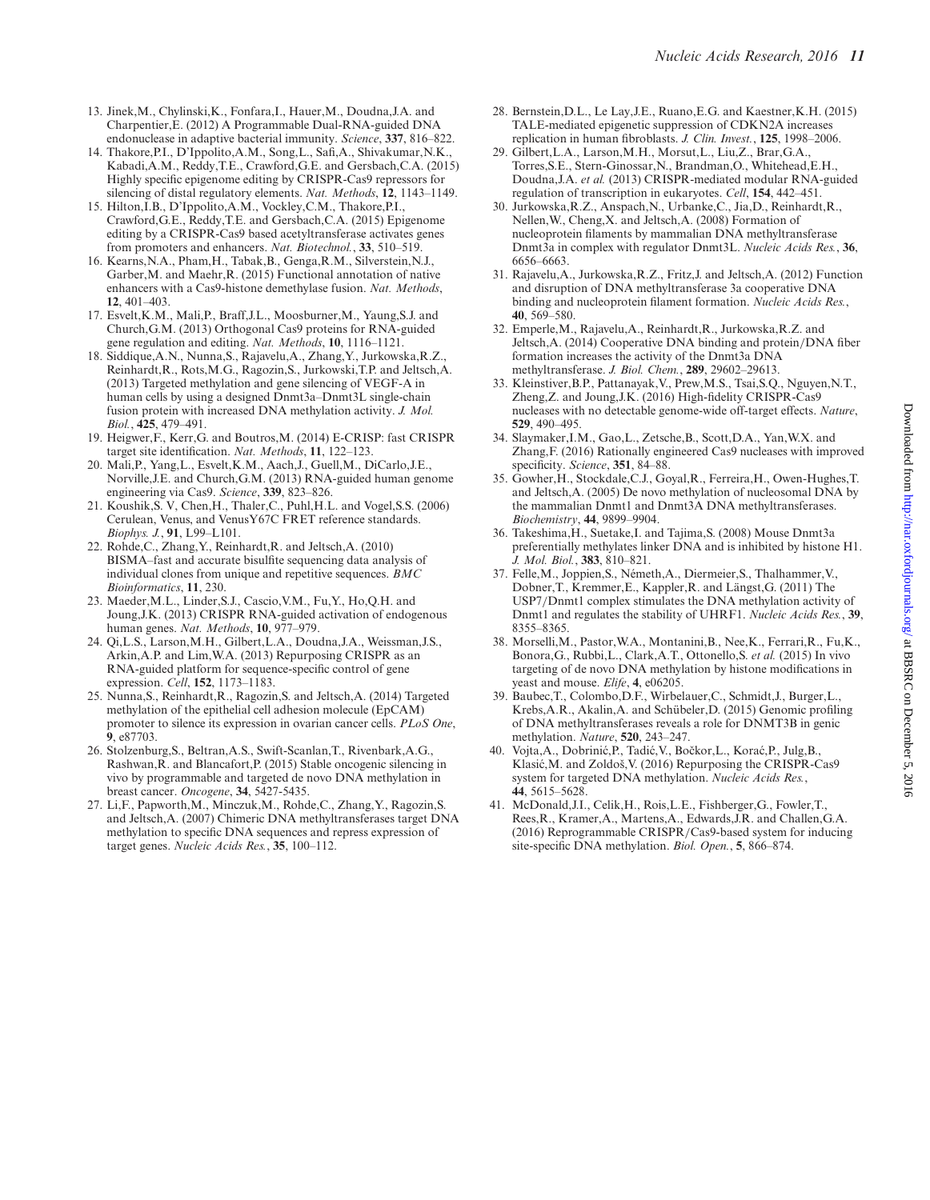13. Jinek,M., Chylinski,K., Fonfara,I., Hauer,M., Doudna,J.A. and Charpentier,E. (2012) A Programmable Dual-RNA-guided DNA endonuclease in adaptive bacterial immunity. *Science*, **337**, 816–822.
14. Thakore,P.I., D'Ippolito,A.M., Song,L., Safi,A., Shivakumar,N.K., Kabadi,A.M., Reddy,T.E., Crawford,G.E. and Gersbach,C.A. (2015) Highly specific epigenome editing by CRISPR-Cas9 repressors for silencing of distal regulatory elements. *Nat. Methods*, **12**, 1143–1149.
15. Hilton,I.B., D'Ippolito,A.M., Vockley,C.M., Thakore,P.I., Crawford,G.E., Reddy,T.E. and Gersbach,C.A. (2015) Epigenome editing by a CRISPR-Cas9 based acetyltransferase activates genes from promoters and enhancers. *Nat. Biotechnol.*, **33**, 510–519.
16. Kearns,N.A., Pham,H., Tabak,B., Genga,R.M., Silverstein,N.J., Garber,M. and Maehr,R. (2015) Functional annotation of native enhancers with a Cas9-histone demethylase fusion. *Nat. Methods*, **12**, 401–403.
17. Esvelt,K.M., Mali,P., Braff,J.L., Moosburner,M., Yaung,S.J. and Church,G.M. (2013) Orthogonal Cas9 proteins for RNA-guided gene regulation and editing. *Nat. Methods*, **10**, 1116–1121.
18. Siddique,A.N., Nunna,S., Rajavelu,A., Zhang,Y., Jurkowska,R.Z., Reinhardt,R., Rots,M.G., Ragozin,S., Jurkowski,T.P. and Jeltsch,A. (2013) Targeted methylation and gene silencing of VEGF-A in human cells by using a designed Dnmt3a–Dnmt3L single-chain fusion protein with increased DNA methylation activity. *J. Mol. Biol.*, **425**, 479–491.
19. Heigwer,F., Kerr,G. and Boutros,M. (2014) E-CRISP: fast CRISPR target site identification. *Nat. Methods*, **11**, 122–123.
20. Mali,P., Yang,L., Esvelt,K.M., Aach,J., Guell,M., DiCarlo,J.E., Norville,J.E. and Church,G.M. (2013) RNA-guided human genome engineering via Cas9. *Science*, **339**, 823–826.
21. Koushik,S. V, Chen,H., Thaler,C., Puhl,H.L. and Vogel,S.S. (2006) Cerulean, Venus, and VenusY67C FRET reference standards. *Biophys. J.*, **91**, L99–L101.
22. Rohde,C., Zhang,Y., Reinhardt,R. and Jeltsch,A. (2010) BISMA–fast and accurate bisulfite sequencing data analysis of individual clones from unique and repetitive sequences. *BMC Bioinformatics*, **11**, 230.
23. Maeder,M.L., Linder,S.J., Cascio,V.M., Fu,Y., Ho,Q.H. and Joung,J.K. (2013) CRISPR RNA-guided activation of endogenous human genes. *Nat. Methods*, **10**, 977–979.
24. Qi,L.S., Larson,M.H., Gilbert,L.A., Doudna,J.A., Weissman,J.S., Arkin,A.P. and Lim,W.A. (2013) Repurposing CRISPR as an RNA-guided platform for sequence-specific control of gene expression. *Cell*, **152**, 1173–1183.
25. Nunna,S., Reinhardt,R., Ragozin,S. and Jeltsch,A. (2014) Targeted methylation of the epithelial cell adhesion molecule (EpCAM) promoter to silence its expression in ovarian cancer cells. *PLoS One*, **9**, e87703.
26. Stolzenburg,S., Beltran,A.S., Swift-Scanlan,T., Rivenbark,A.G., Rashwan,R. and Blancafort,P. (2015) Stable oncogenic silencing in vivo by programmable and targeted de novo DNA methylation in breast cancer. *Oncogene*, **34**, 5427-5435.
27. Li,F., Papworth,M., Minczuk,M., Rohde,C., Zhang,Y., Ragozin,S. and Jeltsch,A. (2007) Chimeric DNA methyltransferases target DNA methylation to specific DNA sequences and repress expression of target genes. *Nucleic Acids Res.*, **35**, 100–112.
28. Bernstein,D.L., Le Lay,J.E., Ruano,E.G. and Kaestner,K.H. (2015) TALE-mediated epigenetic suppression of CDKN2A increases replication in human fibroblasts. *J. Clin. Invest.*, **125**, 1998–2006.
29. Gilbert,L.A., Larson,M.H., Morsut,L., Liu,Z., Brar,G.A., Torres,S.E., Stern-Ginossar,N., Brandman,O., Whitehead,E.H., Doudna,J.A. *et al.* (2013) CRISPR-mediated modular RNA-guided regulation of transcription in eukaryotes. *Cell*, **154**, 442–451.
30. Jurkowska,R.Z., Anspach,N., Urbanke,C., Jia,D., Reinhardt,R., Nellen,W., Cheng,X. and Jeltsch,A. (2008) Formation of nucleoprotein filaments by mammalian DNA methyltransferase Dnmt3a in complex with regulator Dnmt3L. *Nucleic Acids Res.*, **36**, 6656–6663.
31. Rajavelu,A., Jurkowska,R.Z., Fritz,J. and Jeltsch,A. (2012) Function and disruption of DNA methyltransferase 3a cooperative DNA binding and nucleoprotein filament formation. *Nucleic Acids Res.*, **40**, 569–580.
32. Emperle,M., Rajavelu,A., Reinhardt,R., Jurkowska,R.Z. and Jeltsch,A. (2014) Cooperative DNA binding and protein/DNA fiber formation increases the activity of the Dnmt3a DNA methyltransferase. *J. Biol. Chem.*, **289**, 29602–29613.
33. Kleinstiver,B.P., Pattanayak,V., Prew,M.S., Tsai,S.Q., Nguyen,N.T., Zheng,Z. and Joung,J.K. (2016) High-fidelity CRISPR-Cas9 nucleases with no detectable genome-wide off-target effects. *Nature*, **529**, 490–495.
34. Slaymaker,I.M., Gao,L., Zetsche,B., Scott,D.A., Yan,W.X. and Zhang,F. (2016) Rationally engineered Cas9 nucleases with improved specificity. *Science*, **351**, 84–88.
35. Gowher,H., Stockdale,C.J., Goyal,R., Ferreira,H., Owen-Hughes,T. and Jeltsch,A. (2005) De novo methylation of nucleosomal DNA by the mammalian Dnmt1 and Dnmt3A DNA methyltransferases. *Biochemistry*, **44**, 9899–9904.
36. Takeshima,H., Suetake,I. and Tajima,S. (2008) Mouse Dnmt3a preferentially methylates linker DNA and is inhibited by histone H1. *J. Mol. Biol.*, **383**, 810–821.
37. Felle,M., Joppien,S., Németh,A., Diermeier,S., Thalhammer,V., Dobner,T., Kremmer,E., Kappler,R. and Längst,G. (2011) The USP7/Dnmt1 complex stimulates the DNA methylation activity of Dnmt1 and regulates the stability of UHRF1. *Nucleic Acids Res.*, **39**, 8355–8365.
38. Morselli,M., Pastor,W.A., Montanini,B., Nee,K., Ferrari,R., Fu,K., Bonora,G., Rubbi,L., Clark,A.T., Ottonello,S. *et al.* (2015) In vivo targeting of de novo DNA methylation by histone modifications in yeast and mouse. *Elife*, **4**, e06205.
39. Baubec,T., Colombo,D.F., Wirbelauer,C., Schmidt,J., Burger,L., Krebs,A.R., Akalin,A. and Schübeler,D. (2015) Genomic profiling of DNA methyltransferases reveals a role for DNMT3B in genic methylation. *Nature*, **520**, 243–247.
40. Vojta,A., Dobrinić,P., Tadić,V., Bočkor,L., Korać,P., Julg,B., Klasić,M. and Zoldoš,V. (2016) Repurposing the CRISPR-Cas9 system for targeted DNA methylation. *Nucleic Acids Res.*, **44**, 5615–5628.
41. McDonald,J.I., Celik,H., Rois,L.E., Fishberger,G., Fowler,T., Rees,R., Kramer,A., Martens,A., Edwards,J.R. and Challen,G.A. (2016) Reprogrammable CRISPR/Cas9-based system for inducing site-specific DNA methylation. *Biol. Open.*, **5**, 866–874.